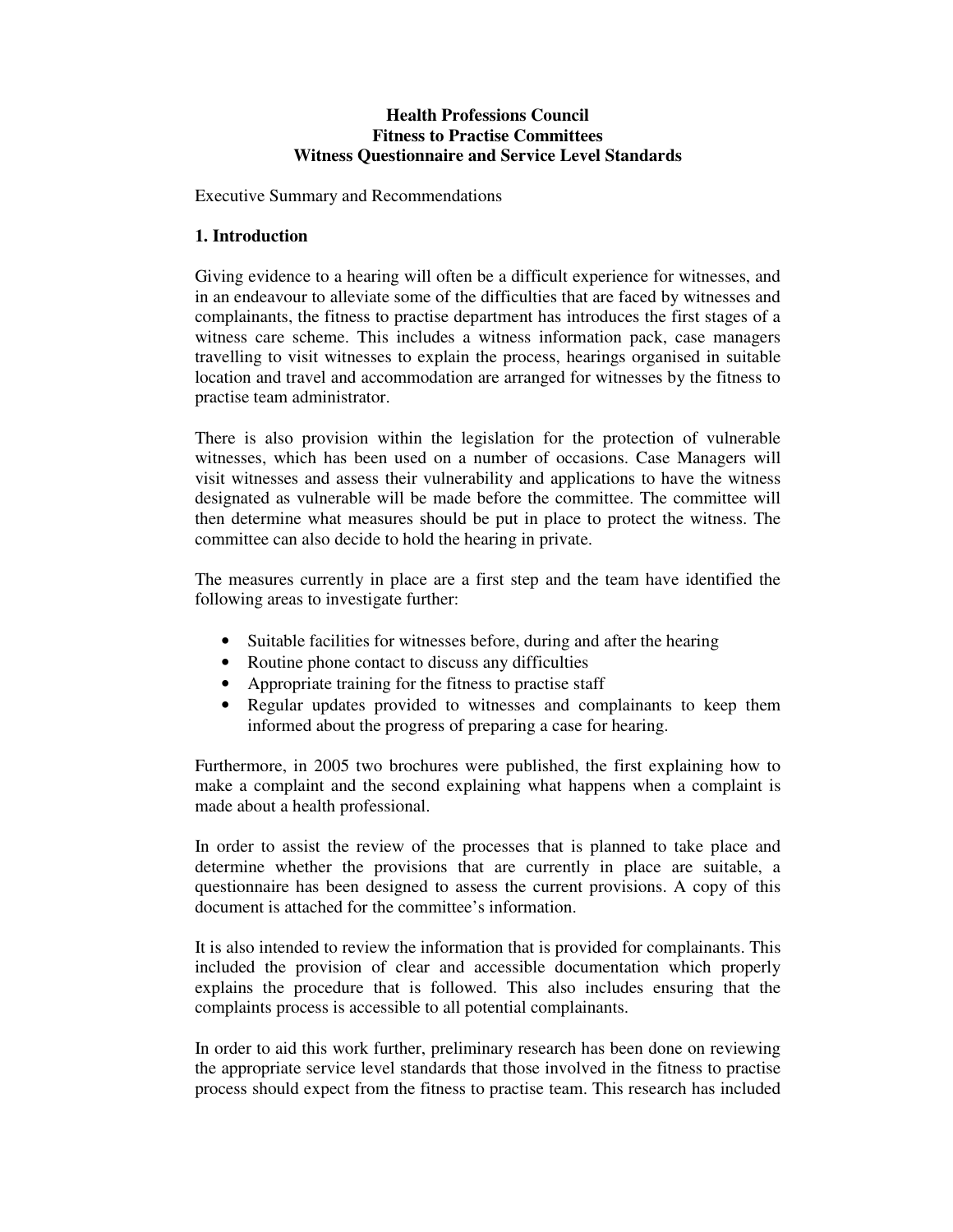**Health Professions Council**
**Fitness to Practise Committees**
**Witness Questionnaire and Service Level Standards**

Executive Summary and Recommendations

## 1. Introduction

Giving evidence to a hearing will often be a difficult experience for witnesses, and in an endeavour to alleviate some of the difficulties that are faced by witnesses and complainants, the fitness to practise department has introduces the first stages of a witness care scheme. This includes a witness information pack, case managers travelling to visit witnesses to explain the process, hearings organised in suitable location and travel and accommodation are arranged for witnesses by the fitness to practise team administrator.

There is also provision within the legislation for the protection of vulnerable witnesses, which has been used on a number of occasions. Case Managers will visit witnesses and assess their vulnerability and applications to have the witness designated as vulnerable will be made before the committee. The committee will then determine what measures should be put in place to protect the witness. The committee can also decide to hold the hearing in private.

The measures currently in place are a first step and the team have identified the following areas to investigate further:

- Suitable facilities for witnesses before, during and after the hearing
- Routine phone contact to discuss any difficulties
- Appropriate training for the fitness to practise staff
- Regular updates provided to witnesses and complainants to keep them informed about the progress of preparing a case for hearing.

Furthermore, in 2005 two brochures were published, the first explaining how to make a complaint and the second explaining what happens when a complaint is made about a health professional.

In order to assist the review of the processes that is planned to take place and determine whether the provisions that are currently in place are suitable, a questionnaire has been designed to assess the current provisions. A copy of this document is attached for the committee's information.

It is also intended to review the information that is provided for complainants. This included the provision of clear and accessible documentation which properly explains the procedure that is followed. This also includes ensuring that the complaints process is accessible to all potential complainants.

In order to aid this work further, preliminary research has been done on reviewing the appropriate service level standards that those involved in the fitness to practise process should expect from the fitness to practise team. This research has included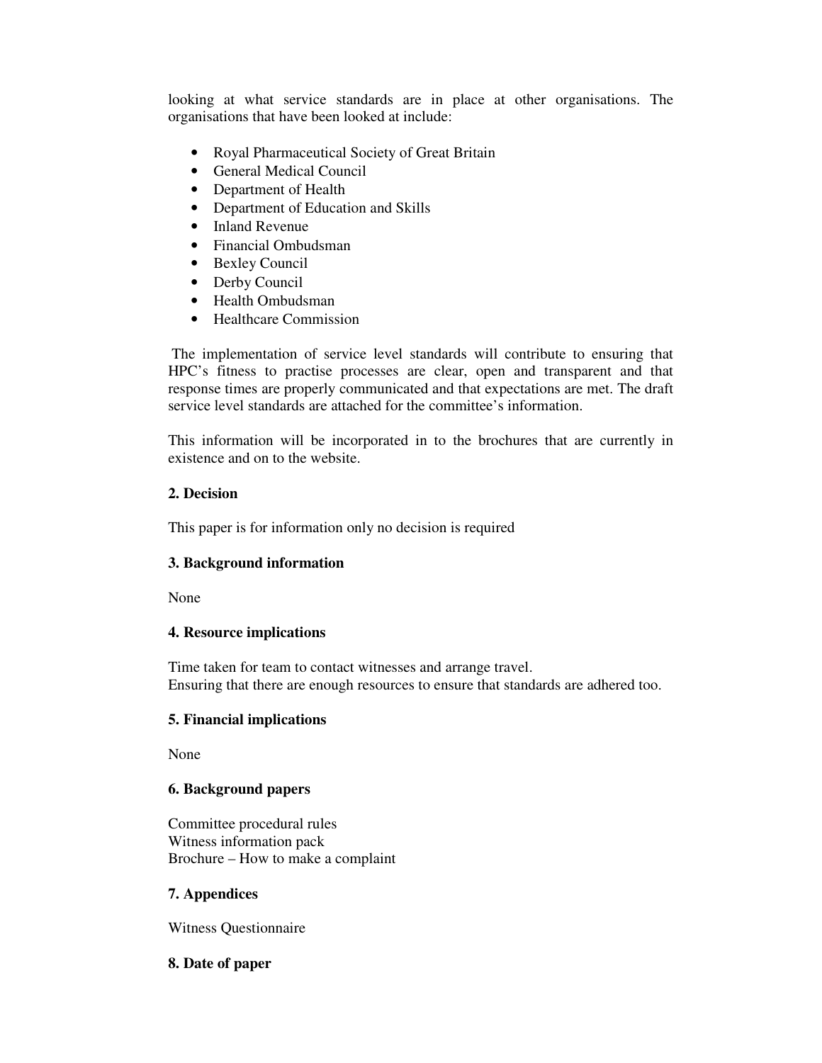looking at what service standards are in place at other organisations. The organisations that have been looked at include:

- Royal Pharmaceutical Society of Great Britain
- General Medical Council
- Department of Health
- Department of Education and Skills
- Inland Revenue
- Financial Ombudsman
- Bexley Council
- Derby Council
- Health Ombudsman
- Healthcare Commission

The implementation of service level standards will contribute to ensuring that HPC's fitness to practise processes are clear, open and transparent and that response times are properly communicated and that expectations are met. The draft service level standards are attached for the committee's information.

This information will be incorporated in to the brochures that are currently in existence and on to the website.

**2. Decision**

This paper is for information only no decision is required

**3. Background information**

None

**4. Resource implications**

Time taken for team to contact witnesses and arrange travel.
Ensuring that there are enough resources to ensure that standards are adhered too.

**5. Financial implications**

None

**6. Background papers**

Committee procedural rules
Witness information pack
Brochure – How to make a complaint

**7. Appendices**

Witness Questionnaire

**8. Date of paper**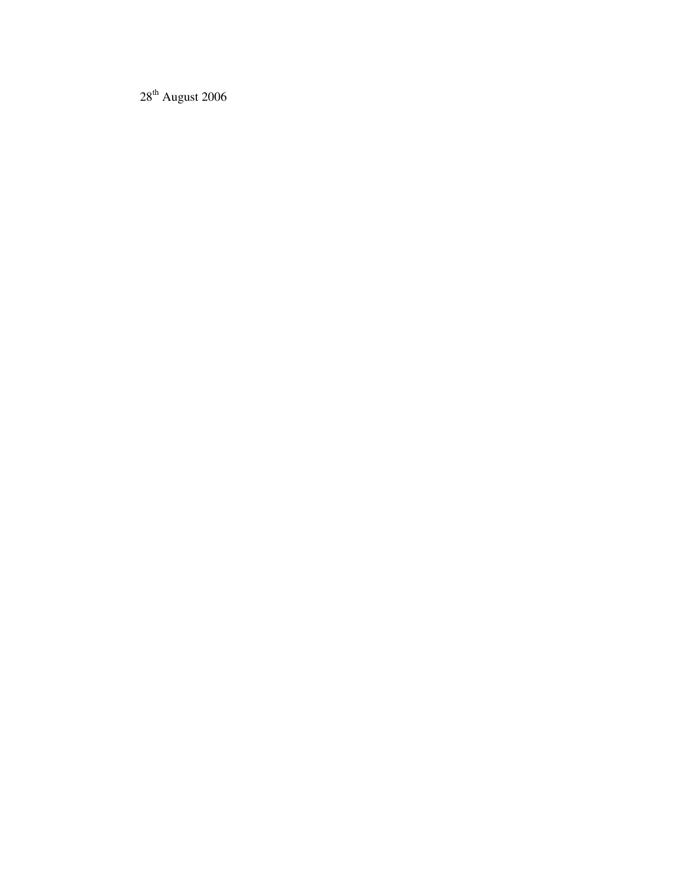28th August 2006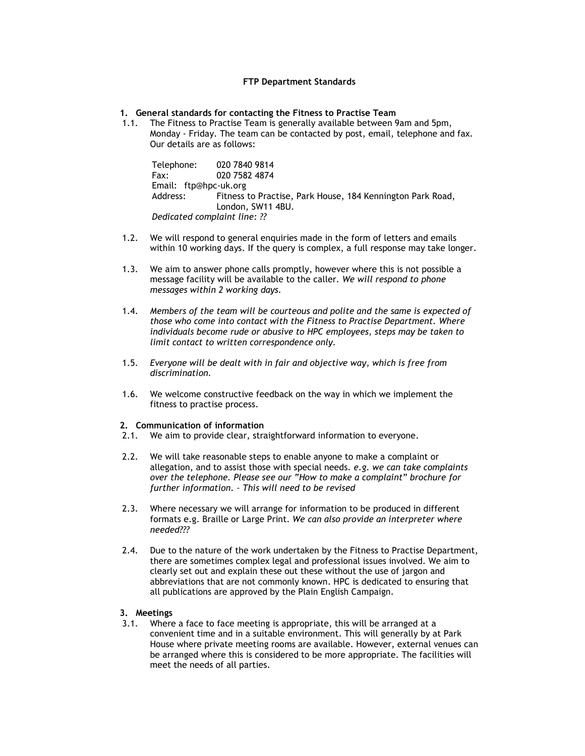**FTP Department Standards**

**1. General standards for contacting the Fitness to Practise Team**

1.1. The Fitness to Practise Team is generally available between 9am and 5pm, Monday - Friday. The team can be contacted by post, email, telephone and fax. Our details are as follows:

Telephone: 020 7840 9814
Fax: 020 7582 4874
Email: ftp@hpc-uk.org
Address: Fitness to Practise, Park House, 184 Kennington Park Road, London, SW11 4BU.
*Dedicated complaint line: ??*

1.2. We will respond to general enquiries made in the form of letters and emails within 10 working days. If the query is complex, a full response may take longer.

1.3. We aim to answer phone calls promptly, however where this is not possible a message facility will be available to the caller. *We will respond to phone messages within 2 working days.*

1.4. *Members of the team will be courteous and polite and the same is expected of those who come into contact with the Fitness to Practise Department. Where individuals become rude or abusive to HPC employees, steps may be taken to limit contact to written correspondence only.*

1.5. *Everyone will be dealt with in fair and objective way, which is free from discrimination.*

1.6. We welcome constructive feedback on the way in which we implement the fitness to practise process.

**2. Communication of information**

2.1. We aim to provide clear, straightforward information to everyone.

2.2. We will take reasonable steps to enable anyone to make a complaint or allegation, and to assist those with special needs. *e.g. we can take complaints over the telephone. Please see our "How to make a complaint" brochure for further information. – This will need to be revised*

2.3. Where necessary we will arrange for information to be produced in different formats e.g. Braille or Large Print. *We can also provide an interpreter where needed???*

2.4. Due to the nature of the work undertaken by the Fitness to Practise Department, there are sometimes complex legal and professional issues involved. We aim to clearly set out and explain these out these without the use of jargon and abbreviations that are not commonly known. HPC is dedicated to ensuring that all publications are approved by the Plain English Campaign.

**3. Meetings**

3.1. Where a face to face meeting is appropriate, this will be arranged at a convenient time and in a suitable environment. This will generally by at Park House where private meeting rooms are available. However, external venues can be arranged where this is considered to be more appropriate. The facilities will meet the needs of all parties.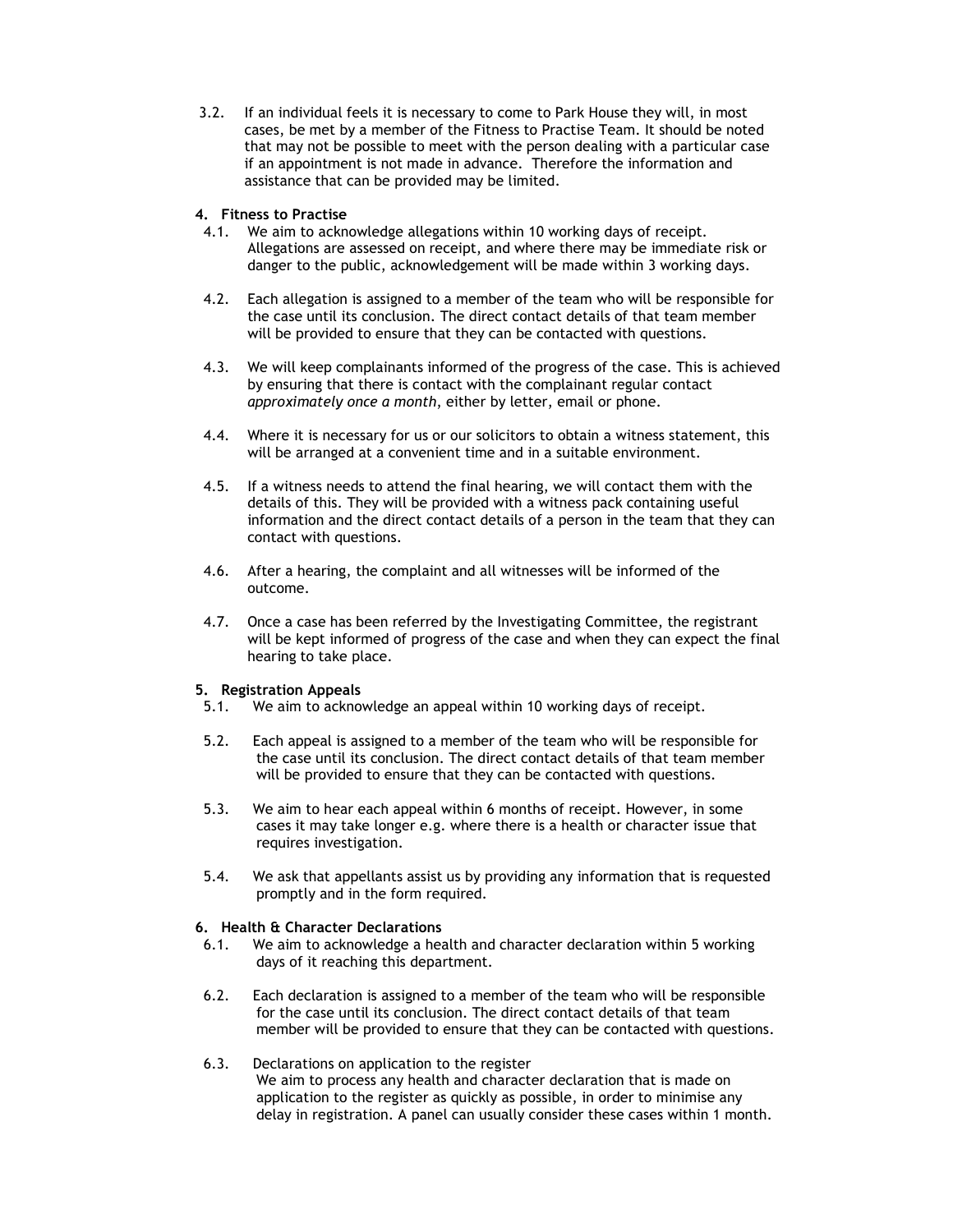3.2. If an individual feels it is necessary to come to Park House they will, in most cases, be met by a member of the Fitness to Practise Team. It should be noted that may not be possible to meet with the person dealing with a particular case if an appointment is not made in advance. Therefore the information and assistance that can be provided may be limited.

**4. Fitness to Practise**

4.1. We aim to acknowledge allegations within 10 working days of receipt. Allegations are assessed on receipt, and where there may be immediate risk or danger to the public, acknowledgement will be made within 3 working days.

4.2. Each allegation is assigned to a member of the team who will be responsible for the case until its conclusion. The direct contact details of that team member will be provided to ensure that they can be contacted with questions.

4.3. We will keep complainants informed of the progress of the case. This is achieved by ensuring that there is contact with the complainant regular contact *approximately once a month*, either by letter, email or phone.

4.4. Where it is necessary for us or our solicitors to obtain a witness statement, this will be arranged at a convenient time and in a suitable environment.

4.5. If a witness needs to attend the final hearing, we will contact them with the details of this. They will be provided with a witness pack containing useful information and the direct contact details of a person in the team that they can contact with questions.

4.6. After a hearing, the complaint and all witnesses will be informed of the outcome.

4.7. Once a case has been referred by the Investigating Committee, the registrant will be kept informed of progress of the case and when they can expect the final hearing to take place.

**5. Registration Appeals**

5.1. We aim to acknowledge an appeal within 10 working days of receipt.

5.2. Each appeal is assigned to a member of the team who will be responsible for the case until its conclusion. The direct contact details of that team member will be provided to ensure that they can be contacted with questions.

5.3. We aim to hear each appeal within 6 months of receipt. However, in some cases it may take longer e.g. where there is a health or character issue that requires investigation.

5.4. We ask that appellants assist us by providing any information that is requested promptly and in the form required.

**6. Health & Character Declarations**

6.1. We aim to acknowledge a health and character declaration within 5 working days of it reaching this department.

6.2. Each declaration is assigned to a member of the team who will be responsible for the case until its conclusion. The direct contact details of that team member will be provided to ensure that they can be contacted with questions.

6.3. Declarations on application to the register
We aim to process any health and character declaration that is made on application to the register as quickly as possible, in order to minimise any delay in registration. A panel can usually consider these cases within 1 month.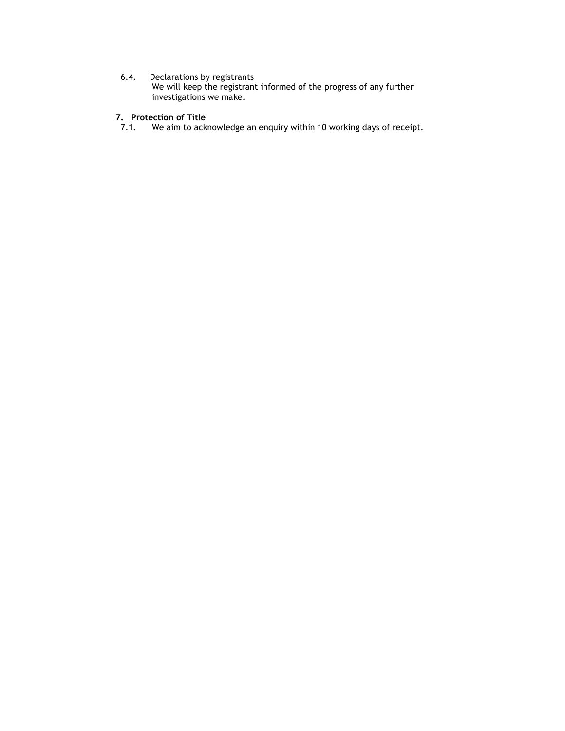6.4. Declarations by registrants

We will keep the registrant informed of the progress of any further investigations we make.

## 7. Protection of Title

7.1. We aim to acknowledge an enquiry within 10 working days of receipt.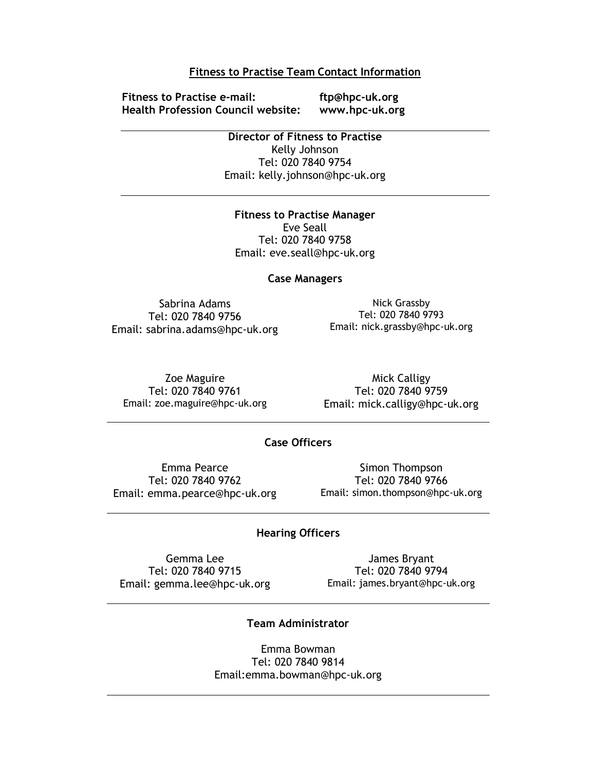## Fitness to Practise Team Contact Information

**Fitness to Practise e-mail:** **ftp@hpc-uk.org**
**Health Profession Council website:** **www.hpc-uk.org**

---

**Director of Fitness to Practise**
Kelly Johnson
Tel: 020 7840 9754
Email: kelly.johnson@hpc-uk.org

---

**Fitness to Practise Manager**
Eve Seall
Tel: 020 7840 9758
Email: eve.seall@hpc-uk.org

### Case Managers

Sabrina Adams
Tel: 020 7840 9756
Email: sabrina.adams@hpc-uk.org

Nick Grassby
Tel: 020 7840 9793
Email: nick.grassby@hpc-uk.org

Zoe Maguire
Tel: 020 7840 9761
Email: zoe.maguire@hpc-uk.org

Mick Calligy
Tel: 020 7840 9759
Email: mick.calligy@hpc-uk.org

---

### Case Officers

Emma Pearce
Tel: 020 7840 9762
Email: emma.pearce@hpc-uk.org

Simon Thompson
Tel: 020 7840 9766
Email: simon.thompson@hpc-uk.org

---

### Hearing Officers

Gemma Lee
Tel: 020 7840 9715
Email: gemma.lee@hpc-uk.org

James Bryant
Tel: 020 7840 9794
Email: james.bryant@hpc-uk.org

---

### Team Administrator

Emma Bowman
Tel: 020 7840 9814
Email:emma.bowman@hpc-uk.org

---